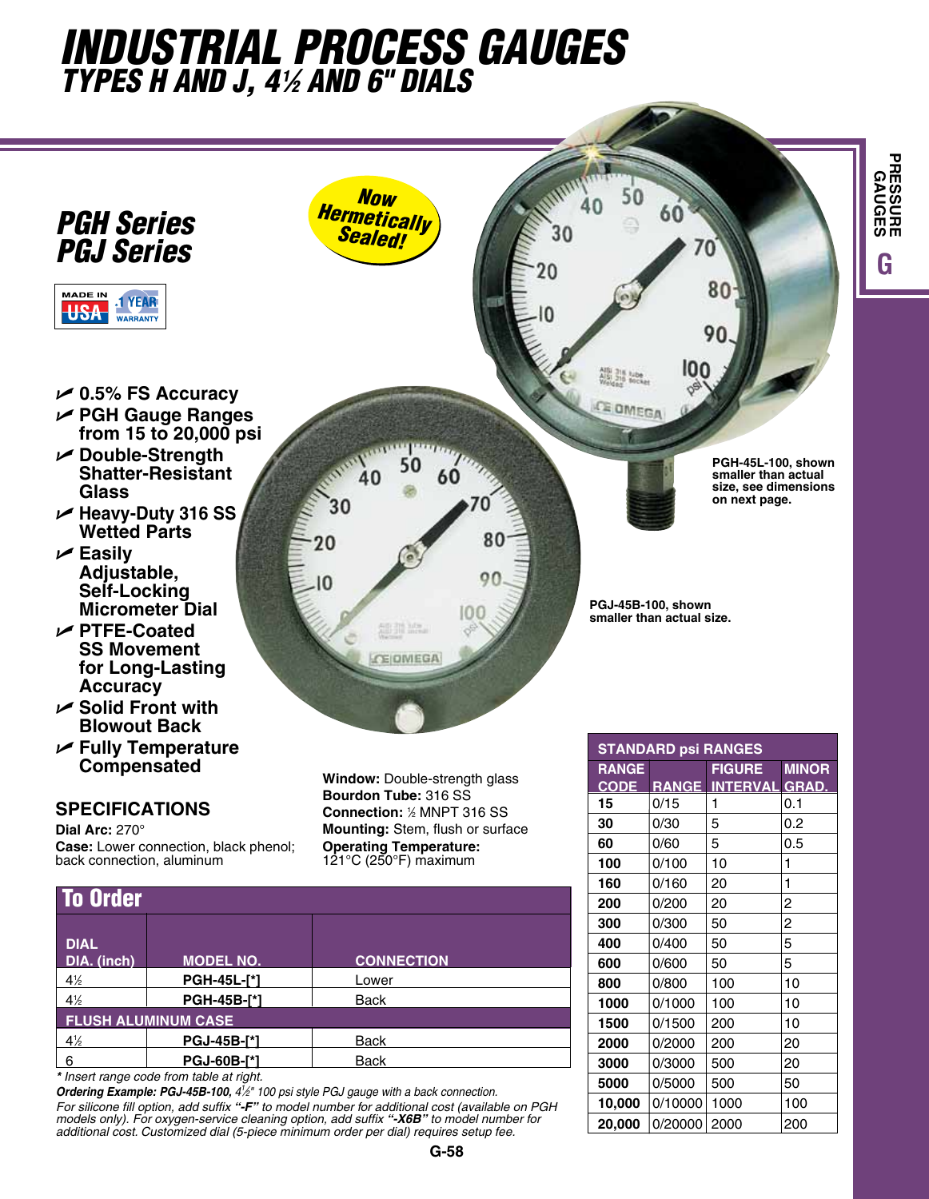# INDUSTRIAL PROCESS GAUGES
## TYPES H AND J, 4½ AND 6" DIALS

## PGH Series PGJ Series

MADE IN USA · 1 YEAR WARRANTY

Now Hermetically Sealed!

- 0.5% FS Accuracy
- PGH Gauge Ranges from 15 to 20,000 psi
- Double-Strength Shatter-Resistant Glass
- Heavy-Duty 316 SS Wetted Parts
- Easily Adjustable, Self-Locking Micrometer Dial
- PTFE-Coated SS Movement for Long-Lasting Accuracy
- Solid Front with Blowout Back
- Fully Temperature Compensated

PGH-45L-100, shown smaller than actual size, see dimensions on next page.

PGJ-45B-100, shown smaller than actual size.

### SPECIFICATIONS

**Dial Arc:** 270°
**Case:** Lower connection, black phenol; back connection, aluminum
**Window:** Double-strength glass
**Bourdon Tube:** 316 SS
**Connection:** ½ MNPT 316 SS
**Mounting:** Stem, flush or surface
**Operating Temperature:** 121°C (250°F) maximum

| STANDARD psi RANGES | | | |
|---|---|---|---|
| **RANGE CODE** | **RANGE** | **FIGURE INTERVAL** | **MINOR GRAD.** |
| 15 | 0/15 | 1 | 0.1 |
| 30 | 0/30 | 5 | 0.2 |
| 60 | 0/60 | 5 | 0.5 |
| 100 | 0/100 | 10 | 1 |
| 160 | 0/160 | 20 | 1 |
| 200 | 0/200 | 20 | 2 |
| 300 | 0/300 | 50 | 2 |
| 400 | 0/400 | 50 | 5 |
| 600 | 0/600 | 50 | 5 |
| 800 | 0/800 | 100 | 10 |
| 1000 | 0/1000 | 100 | 10 |
| 1500 | 0/1500 | 200 | 10 |
| 2000 | 0/2000 | 200 | 20 |
| 3000 | 0/3000 | 500 | 20 |
| 5000 | 0/5000 | 500 | 50 |
| 10,000 | 0/10000 | 1000 | 100 |
| 20,000 | 0/20000 | 2000 | 200 |

### To Order

| DIAL DIA. (inch) | MODEL NO. | CONNECTION |
|---|---|---|
| 4½ | PGH-45L-[*] | Lower |
| 4½ | PGH-45B-[*] | Back |
| **FLUSH ALUMINUM CASE** | | |
| 4½ | PGJ-45B-[*] | Back |
| 6 | PGJ-60B-[*] | Back |

*\* Insert range code from table at right.*

***Ordering Example: PGJ-45B-100,** 4½" 100 psi style PGJ gauge with a back connection.*

*For silicone fill option, add suffix **"-F"** to model number for additional cost (available on PGH models only). For oxygen-service cleaning option, add suffix **"-X6B"** to model number for additional cost. Customized dial (5-piece minimum order per dial) requires setup fee.*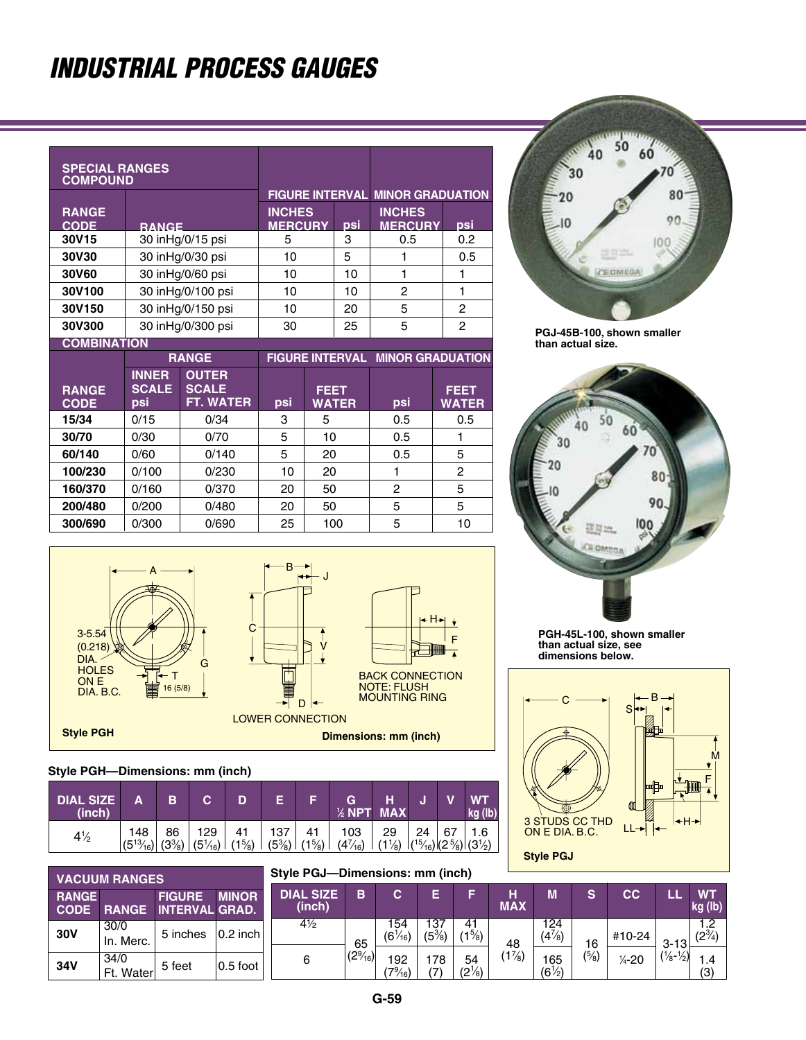# INDUSTRIAL PROCESS GAUGES

| SPECIAL RANGES COMPOUND | | FIGURE INTERVAL | | MINOR GRADUATION | |
|---|---|---|---|---|---|
| RANGE CODE | RANGE | INCHES MERCURY | psi | INCHES MERCURY | psi |
| 30V15 | 30 inHg/0/15 psi | 5 | 3 | 0.5 | 0.2 |
| 30V30 | 30 inHg/0/30 psi | 10 | 5 | 1 | 0.5 |
| 30V60 | 30 inHg/0/60 psi | 10 | 10 | 1 | 1 |
| 30V100 | 30 inHg/0/100 psi | 10 | 10 | 2 | 1 |
| 30V150 | 30 inHg/0/150 psi | 10 | 20 | 5 | 2 |
| 30V300 | 30 inHg/0/300 psi | 30 | 25 | 5 | 2 |

| COMBINATION | RANGE | | FIGURE INTERVAL | | MINOR GRADUATION | |
|---|---|---|---|---|---|---|
| RANGE CODE | INNER SCALE psi | OUTER SCALE FT. WATER | psi | FEET WATER | psi | FEET WATER |
| 15/34 | 0/15 | 0/34 | 3 | 5 | 0.5 | 0.5 |
| 30/70 | 0/30 | 0/70 | 5 | 10 | 0.5 | 1 |
| 60/140 | 0/60 | 0/140 | 5 | 20 | 0.5 | 5 |
| 100/230 | 0/100 | 0/230 | 10 | 20 | 1 | 2 |
| 160/370 | 0/160 | 0/370 | 20 | 50 | 2 | 5 |
| 200/480 | 0/200 | 0/480 | 20 | 50 | 5 | 5 |
| 300/690 | 0/300 | 0/690 | 25 | 100 | 5 | 10 |

PGJ-45B-100, shown smaller than actual size.

PGH-45L-100, shown smaller than actual size, see dimensions below.

A
B
J
C
V
H
F
G
T
16 (5/8)
D
3-5.54 (0.218) DIA. HOLES ON E DIA. B.C.
LOWER CONNECTION
BACK CONNECTION NOTE: FLUSH MOUNTING RING
Style PGH
Dimensions: mm (inch)

C
B
S
M
F
H
LL
3 STUDS CC THD ON E DIA. B.C.
Style PGJ

### Style PGH—Dimensions: mm (inch)

| DIAL SIZE (inch) | A | B | C | D | E | F | G ½ NPT | H MAX | J | V | WT kg (lb) |
|---|---|---|---|---|---|---|---|---|---|---|---|
| 4½ | 148 (5¹³⁄₁₆) | 86 (3⅜) | 129 (5¹⁄₁₆) | 41 (1⅝) | 137 (5⅜) | 41 (1⅝) | 103 (4⁷⁄₁₆) | 29 (1⅛) | 24 (¹⁵⁄₁₆) | 67 (2⅝) | 1.6 (3½) |

| VACUUM RANGES | | | |
|---|---|---|---|
| RANGE CODE | RANGE | FIGURE INTERVAL | MINOR GRAD. |
| 30V | 30/0 In. Merc. | 5 inches | 0.2 inch |
| 34V | 34/0 Ft. Water | 5 feet | 0.5 foot |

### Style PGJ—Dimensions: mm (inch)

| DIAL SIZE (inch) | B | C | E | F | H MAX | M | S | CC | LL | WT kg (lb) |
|---|---|---|---|---|---|---|---|---|---|---|
| 4½ | 65 (2⁹⁄₁₆) | 154 (6¹⁄₁₆) | 137 (5⅜) | 41 (1⅝) | 48 (1⅞) | 124 (4⅞) | 16 (⅝) | #10-24 | 3-13 (⅛-½) | 1.2 (2¾) |
| 6 | 65 (2⁹⁄₁₆) | 192 (7⁹⁄₁₆) | 178 (7) | 54 (2⅛) | 48 (1⅞) | 165 (6½) | 16 (⅝) | ¼-20 | 3-13 (⅛-½) | 1.4 (3) |